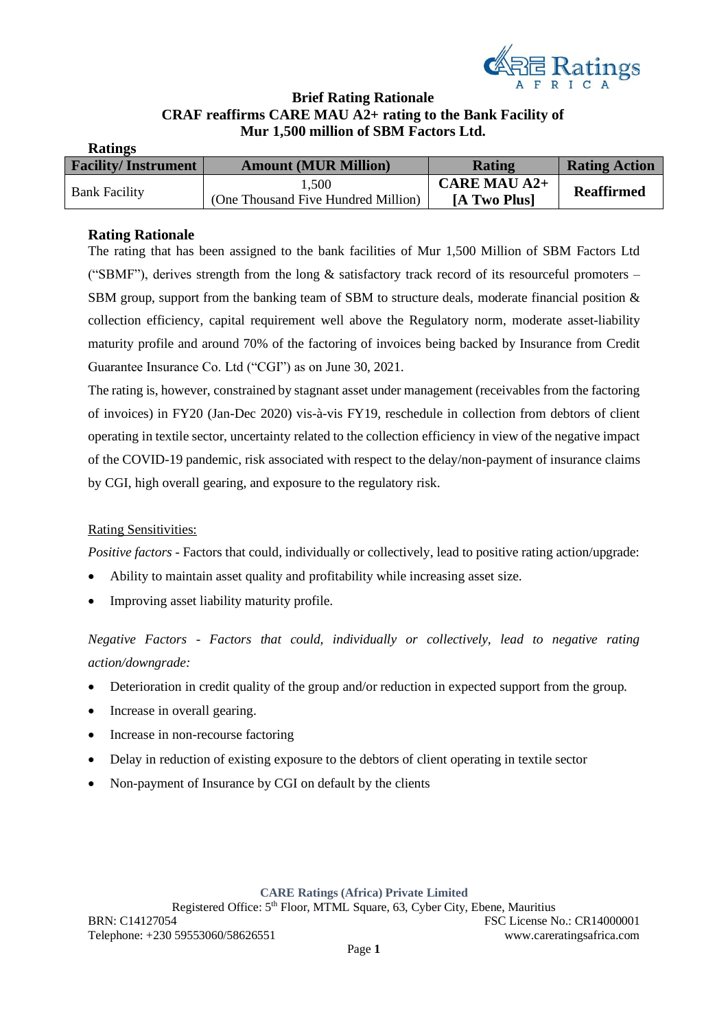# Brief Rating Rationale

## CRAF reaffirms CARE MAU A2+ rating to the Bank Facility of Mur 1,500 million of SBM Factors Ltd.

**Ratings**

| Facility/ Instrument | Amount (MUR Million) | Rating | Rating Action |
|---|---|---|---|
| Bank Facility | 1,500 (One Thousand Five Hundred Million) | **CARE MAU A2+ [A Two Plus]** | **Reaffirmed** |

### Rating Rationale

The rating that has been assigned to the bank facilities of Mur 1,500 Million of SBM Factors Ltd ("SBMF"), derives strength from the long & satisfactory track record of its resourceful promoters – SBM group, support from the banking team of SBM to structure deals, moderate financial position & collection efficiency, capital requirement well above the Regulatory norm, moderate asset-liability maturity profile and around 70% of the factoring of invoices being backed by Insurance from Credit Guarantee Insurance Co. Ltd ("CGI") as on June 30, 2021.

The rating is, however, constrained by stagnant asset under management (receivables from the factoring of invoices) in FY20 (Jan-Dec 2020) vis-à-vis FY19, reschedule in collection from debtors of client operating in textile sector, uncertainty related to the collection efficiency in view of the negative impact of the COVID-19 pandemic, risk associated with respect to the delay/non-payment of insurance claims by CGI, high overall gearing, and exposure to the regulatory risk.

Rating Sensitivities:

*Positive factors* - Factors that could, individually or collectively, lead to positive rating action/upgrade:

- Ability to maintain asset quality and profitability while increasing asset size.
- Improving asset liability maturity profile.

*Negative Factors - Factors that could, individually or collectively, lead to negative rating action/downgrade:*

- Deterioration in credit quality of the group and/or reduction in expected support from the group.
- Increase in overall gearing.
- Increase in non-recourse factoring
- Delay in reduction of existing exposure to the debtors of client operating in textile sector
- Non-payment of Insurance by CGI on default by the clients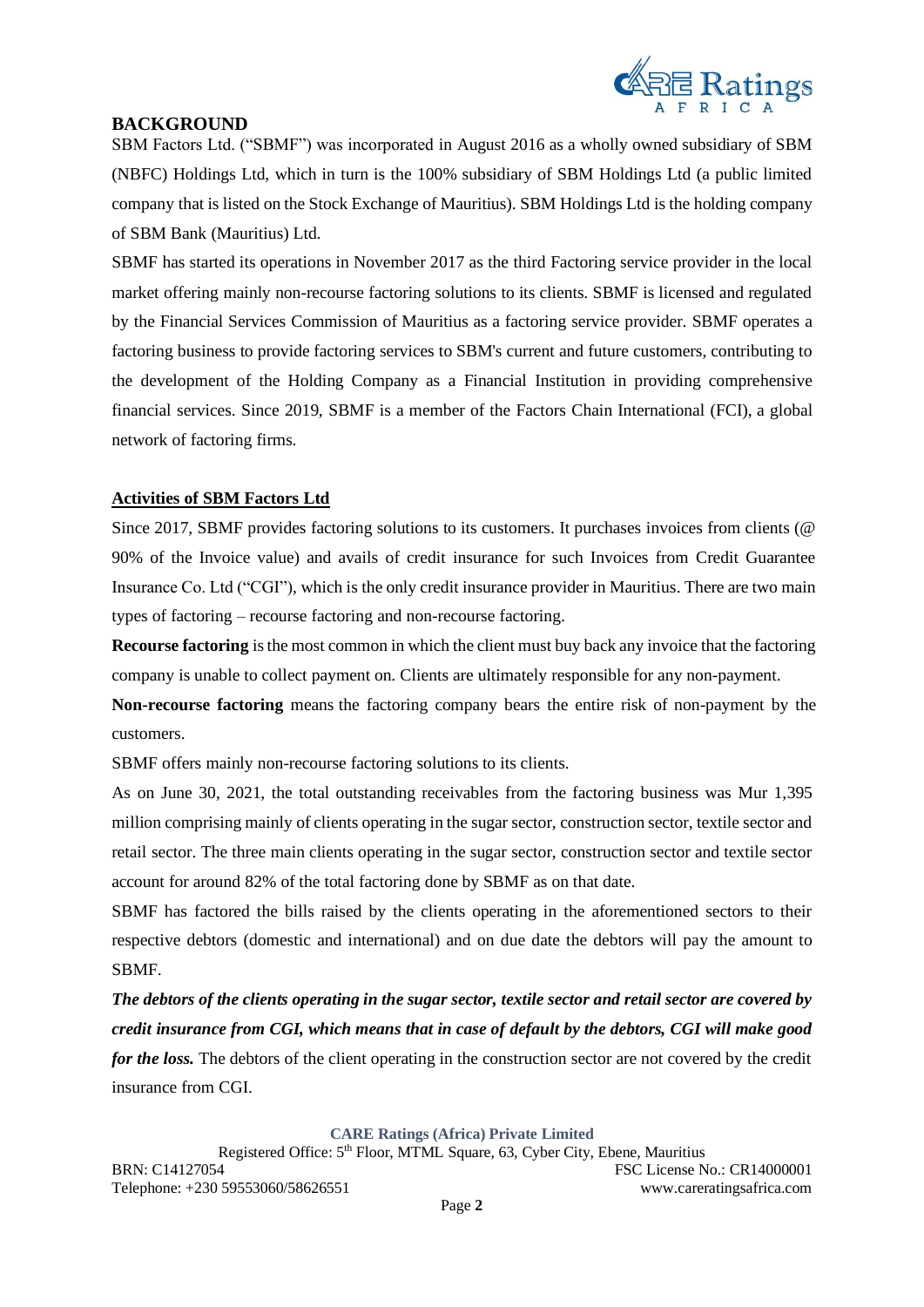## BACKGROUND

SBM Factors Ltd. ("SBMF") was incorporated in August 2016 as a wholly owned subsidiary of SBM (NBFC) Holdings Ltd, which in turn is the 100% subsidiary of SBM Holdings Ltd (a public limited company that is listed on the Stock Exchange of Mauritius). SBM Holdings Ltd is the holding company of SBM Bank (Mauritius) Ltd.

SBMF has started its operations in November 2017 as the third Factoring service provider in the local market offering mainly non-recourse factoring solutions to its clients. SBMF is licensed and regulated by the Financial Services Commission of Mauritius as a factoring service provider. SBMF operates a factoring business to provide factoring services to SBM's current and future customers, contributing to the development of the Holding Company as a Financial Institution in providing comprehensive financial services. Since 2019, SBMF is a member of the Factors Chain International (FCI), a global network of factoring firms.

### Activities of SBM Factors Ltd

Since 2017, SBMF provides factoring solutions to its customers. It purchases invoices from clients (@ 90% of the Invoice value) and avails of credit insurance for such Invoices from Credit Guarantee Insurance Co. Ltd ("CGI"), which is the only credit insurance provider in Mauritius. There are two main types of factoring – recourse factoring and non-recourse factoring.

**Recourse factoring** is the most common in which the client must buy back any invoice that the factoring company is unable to collect payment on. Clients are ultimately responsible for any non-payment.

**Non-recourse factoring** means the factoring company bears the entire risk of non-payment by the customers.

SBMF offers mainly non-recourse factoring solutions to its clients.

As on June 30, 2021, the total outstanding receivables from the factoring business was Mur 1,395 million comprising mainly of clients operating in the sugar sector, construction sector, textile sector and retail sector. The three main clients operating in the sugar sector, construction sector and textile sector account for around 82% of the total factoring done by SBMF as on that date.

SBMF has factored the bills raised by the clients operating in the aforementioned sectors to their respective debtors (domestic and international) and on due date the debtors will pay the amount to SBMF.

***The debtors of the clients operating in the sugar sector, textile sector and retail sector are covered by credit insurance from CGI, which means that in case of default by the debtors, CGI will make good for the loss.*** The debtors of the client operating in the construction sector are not covered by the credit insurance from CGI.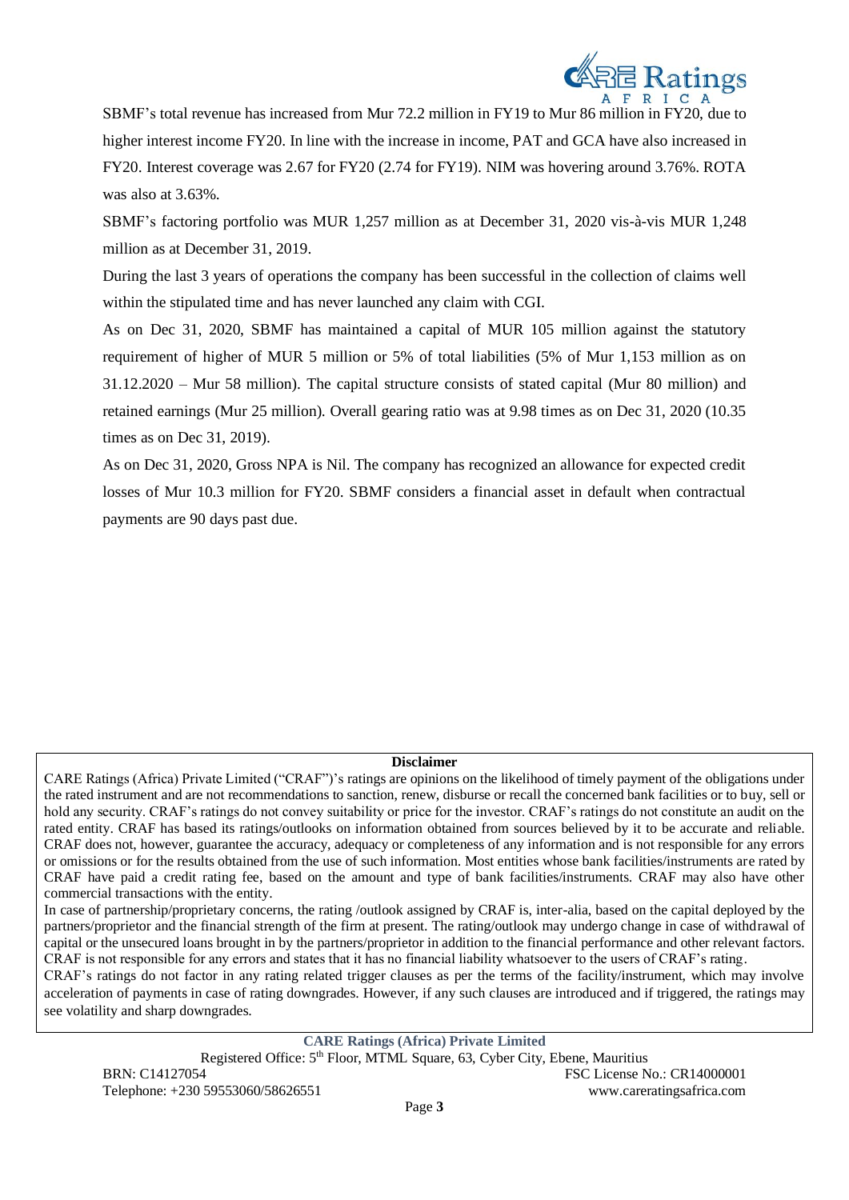SBMF's total revenue has increased from Mur 72.2 million in FY19 to Mur 86 million in FY20, due to higher interest income FY20. In line with the increase in income, PAT and GCA have also increased in FY20. Interest coverage was 2.67 for FY20 (2.74 for FY19). NIM was hovering around 3.76%. ROTA was also at 3.63%.

SBMF's factoring portfolio was MUR 1,257 million as at December 31, 2020 vis-à-vis MUR 1,248 million as at December 31, 2019.

During the last 3 years of operations the company has been successful in the collection of claims well within the stipulated time and has never launched any claim with CGI.

As on Dec 31, 2020, SBMF has maintained a capital of MUR 105 million against the statutory requirement of higher of MUR 5 million or 5% of total liabilities (5% of Mur 1,153 million as on 31.12.2020 – Mur 58 million). The capital structure consists of stated capital (Mur 80 million) and retained earnings (Mur 25 million). Overall gearing ratio was at 9.98 times as on Dec 31, 2020 (10.35 times as on Dec 31, 2019).

As on Dec 31, 2020, Gross NPA is Nil. The company has recognized an allowance for expected credit losses of Mur 10.3 million for FY20. SBMF considers a financial asset in default when contractual payments are 90 days past due.

**Disclaimer**

CARE Ratings (Africa) Private Limited ("CRAF")'s ratings are opinions on the likelihood of timely payment of the obligations under the rated instrument and are not recommendations to sanction, renew, disburse or recall the concerned bank facilities or to buy, sell or hold any security. CRAF's ratings do not convey suitability or price for the investor. CRAF's ratings do not constitute an audit on the rated entity. CRAF has based its ratings/outlooks on information obtained from sources believed by it to be accurate and reliable. CRAF does not, however, guarantee the accuracy, adequacy or completeness of any information and is not responsible for any errors or omissions or for the results obtained from the use of such information. Most entities whose bank facilities/instruments are rated by CRAF have paid a credit rating fee, based on the amount and type of bank facilities/instruments. CRAF may also have other commercial transactions with the entity.

In case of partnership/proprietary concerns, the rating /outlook assigned by CRAF is, inter-alia, based on the capital deployed by the partners/proprietor and the financial strength of the firm at present. The rating/outlook may undergo change in case of withdrawal of capital or the unsecured loans brought in by the partners/proprietor in addition to the financial performance and other relevant factors. CRAF is not responsible for any errors and states that it has no financial liability whatsoever to the users of CRAF's rating.

CRAF's ratings do not factor in any rating related trigger clauses as per the terms of the facility/instrument, which may involve acceleration of payments in case of rating downgrades. However, if any such clauses are introduced and if triggered, the ratings may see volatility and sharp downgrades.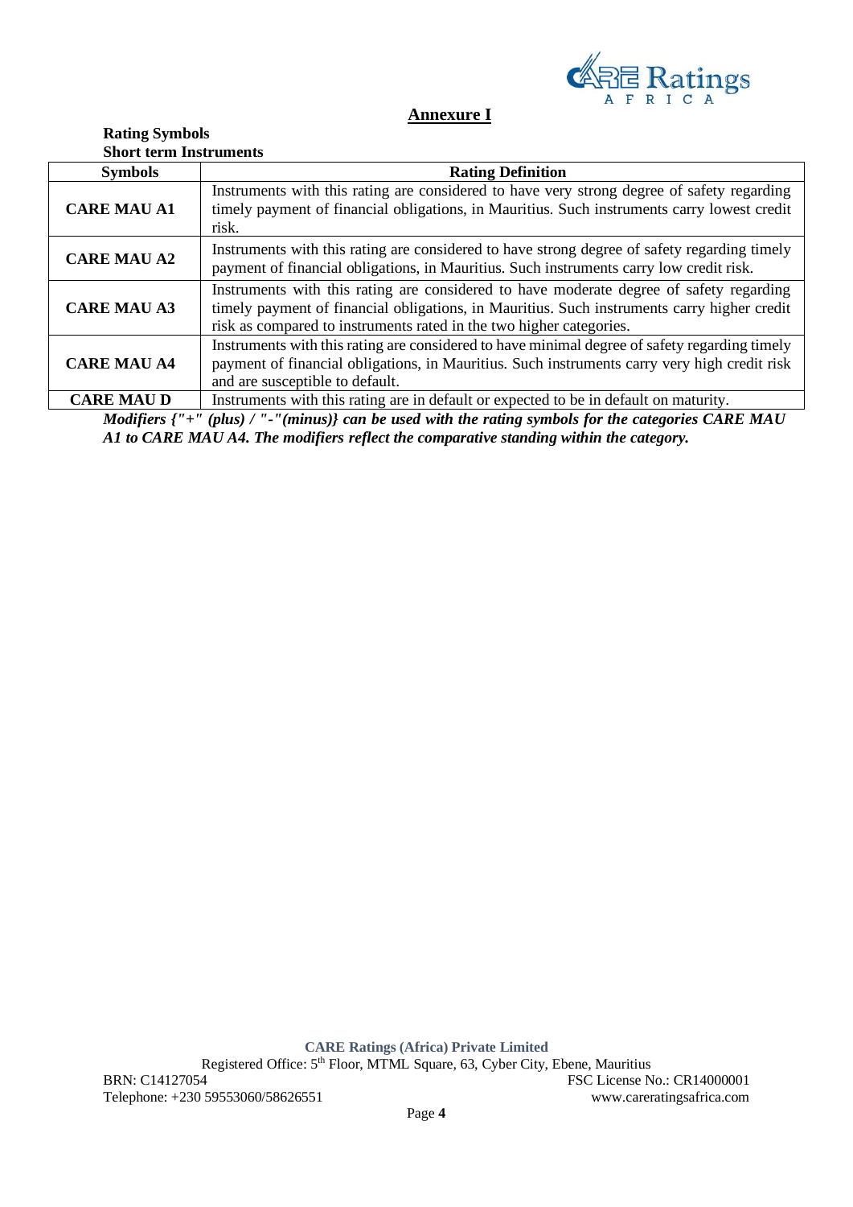## Annexure I

**Rating Symbols**
**Short term Instruments**

| Symbols | Rating Definition |
|---|---|
| **CARE MAU A1** | Instruments with this rating are considered to have very strong degree of safety regarding timely payment of financial obligations, in Mauritius. Such instruments carry lowest credit risk. |
| **CARE MAU A2** | Instruments with this rating are considered to have strong degree of safety regarding timely payment of financial obligations, in Mauritius. Such instruments carry low credit risk. |
| **CARE MAU A3** | Instruments with this rating are considered to have moderate degree of safety regarding timely payment of financial obligations, in Mauritius. Such instruments carry higher credit risk as compared to instruments rated in the two higher categories. |
| **CARE MAU A4** | Instruments with this rating are considered to have minimal degree of safety regarding timely payment of financial obligations, in Mauritius. Such instruments carry very high credit risk and are susceptible to default. |
| **CARE MAU D** | Instruments with this rating are in default or expected to be in default on maturity. |

***Modifiers {"+" (plus) / "-"(minus)} can be used with the rating symbols for the categories CARE MAU A1 to CARE MAU A4. The modifiers reflect the comparative standing within the category.***

**CARE Ratings (Africa) Private Limited**
Registered Office: 5th Floor, MTML Square, 63, Cyber City, Ebene, Mauritius
BRN: C14127054 FSC License No.: CR14000001
Telephone: +230 59553060/58626551 www.careratingsafrica.com